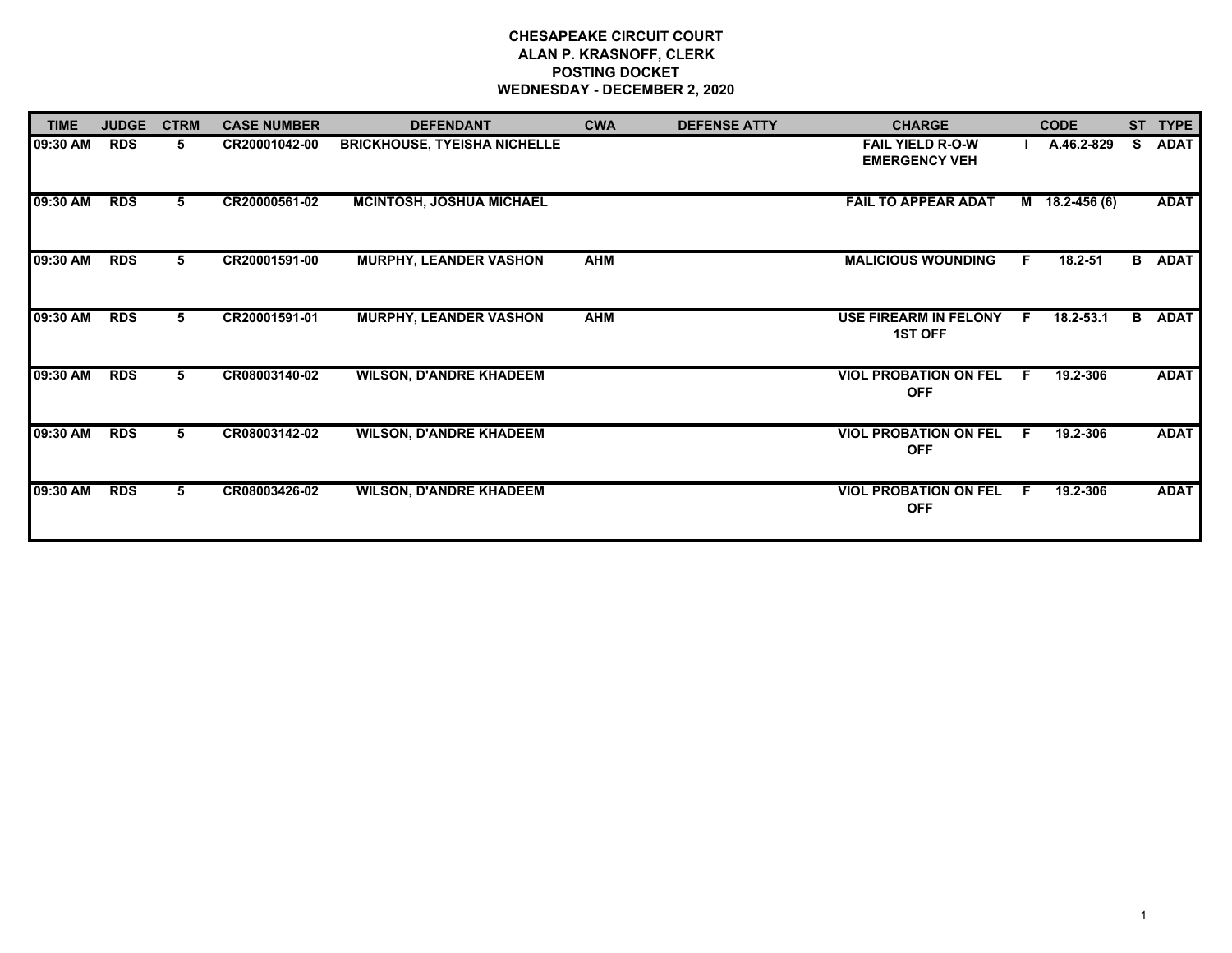**CHESAPEAKE CIRCUIT COURT**
**ALAN P. KRASNOFF, CLERK**
**POSTING DOCKET**
**WEDNESDAY - DECEMBER 2, 2020**

| TIME | JUDGE | CTRM | CASE NUMBER | DEFENDANT | CWA | DEFENSE ATTY | CHARGE | | CODE | ST | TYPE |
|---|---|---|---|---|---|---|---|---|---|---|---|
| 09:30 AM | RDS | 5 | CR20001042-00 | BRICKHOUSE, TYEISHA NICHELLE | | | FAIL YIELD R-O-W EMERGENCY VEH | I | A.46.2-829 | S | ADAT |
| 09:30 AM | RDS | 5 | CR20000561-02 | MCINTOSH, JOSHUA MICHAEL | | | FAIL TO APPEAR ADAT | M | 18.2-456 (6) | | ADAT |
| 09:30 AM | RDS | 5 | CR20001591-00 | MURPHY, LEANDER VASHON | AHM | | MALICIOUS WOUNDING | F | 18.2-51 | B | ADAT |
| 09:30 AM | RDS | 5 | CR20001591-01 | MURPHY, LEANDER VASHON | AHM | | USE FIREARM IN FELONY 1ST OFF | F | 18.2-53.1 | B | ADAT |
| 09:30 AM | RDS | 5 | CR08003140-02 | WILSON, D'ANDRE KHADEEM | | | VIOL PROBATION ON FEL OFF | F | 19.2-306 | | ADAT |
| 09:30 AM | RDS | 5 | CR08003142-02 | WILSON, D'ANDRE KHADEEM | | | VIOL PROBATION ON FEL OFF | F | 19.2-306 | | ADAT |
| 09:30 AM | RDS | 5 | CR08003426-02 | WILSON, D'ANDRE KHADEEM | | | VIOL PROBATION ON FEL OFF | F | 19.2-306 | | ADAT |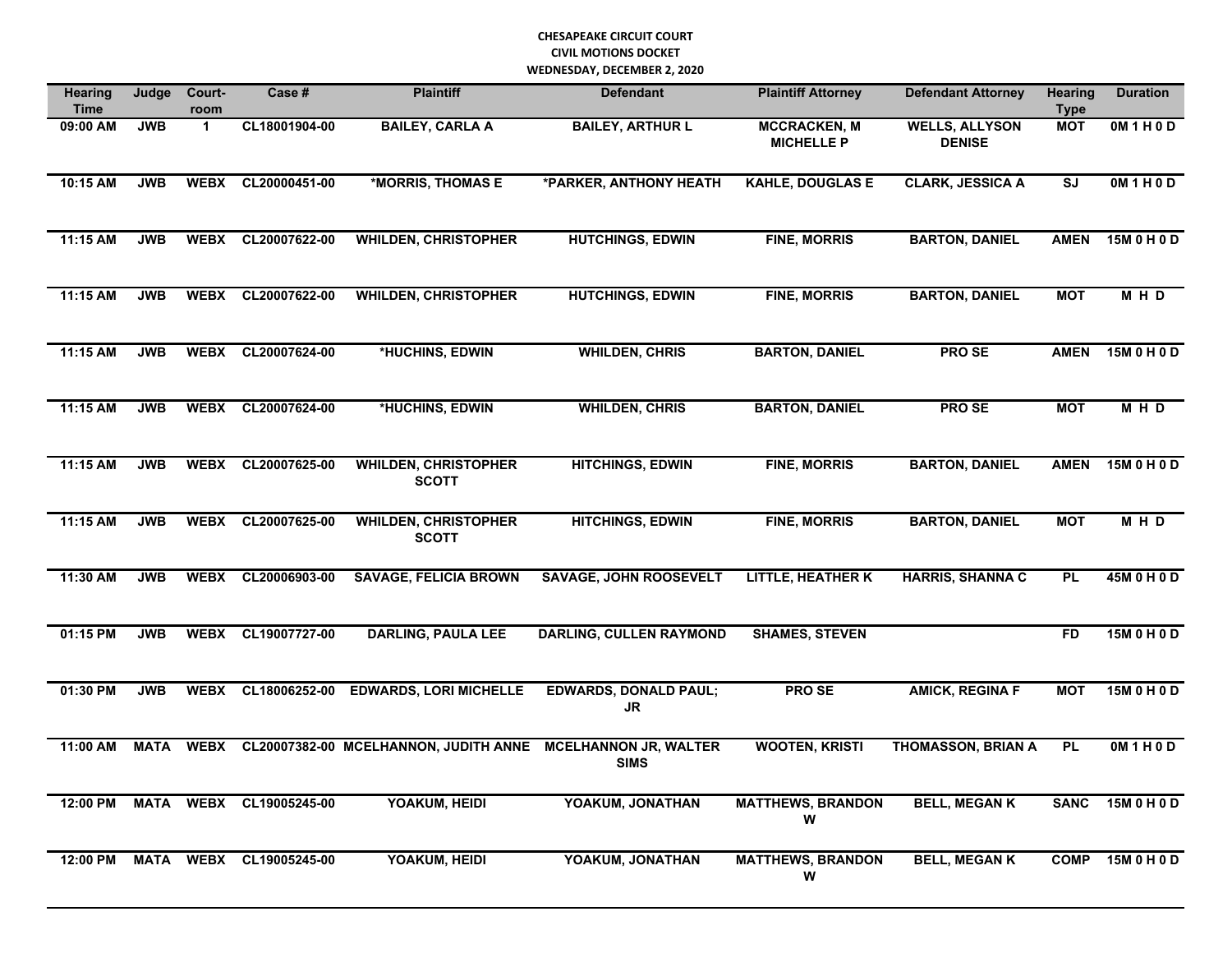**CHESAPEAKE CIRCUIT COURT**
**CIVIL MOTIONS DOCKET**
**WEDNESDAY, DECEMBER 2, 2020**

| Hearing Time | Judge | Court-room | Case # | Plaintiff | Defendant | Plaintiff Attorney | Defendant Attorney | Hearing Type | Duration |
|---|---|---|---|---|---|---|---|---|---|
| 09:00 AM | JWB | 1 | CL18001904-00 | BAILEY, CARLA A | BAILEY, ARTHUR L | MCCRACKEN, M MICHELLE P | WELLS, ALLYSON DENISE | MOT | 0M 1 H 0 D |
| 10:15 AM | JWB | WEBX | CL20000451-00 | *MORRIS, THOMAS E | *PARKER, ANTHONY HEATH | KAHLE, DOUGLAS E | CLARK, JESSICA A | SJ | 0M 1 H 0 D |
| 11:15 AM | JWB | WEBX | CL20007622-00 | WHILDEN, CHRISTOPHER | HUTCHINGS, EDWIN | FINE, MORRIS | BARTON, DANIEL | AMEN | 15M 0 H 0 D |
| 11:15 AM | JWB | WEBX | CL20007622-00 | WHILDEN, CHRISTOPHER | HUTCHINGS, EDWIN | FINE, MORRIS | BARTON, DANIEL | MOT | M H D |
| 11:15 AM | JWB | WEBX | CL20007624-00 | *HUCHINS, EDWIN | WHILDEN, CHRIS | BARTON, DANIEL | PRO SE | AMEN | 15M 0 H 0 D |
| 11:15 AM | JWB | WEBX | CL20007624-00 | *HUCHINS, EDWIN | WHILDEN, CHRIS | BARTON, DANIEL | PRO SE | MOT | M H D |
| 11:15 AM | JWB | WEBX | CL20007625-00 | WHILDEN, CHRISTOPHER SCOTT | HITCHINGS, EDWIN | FINE, MORRIS | BARTON, DANIEL | AMEN | 15M 0 H 0 D |
| 11:15 AM | JWB | WEBX | CL20007625-00 | WHILDEN, CHRISTOPHER SCOTT | HITCHINGS, EDWIN | FINE, MORRIS | BARTON, DANIEL | MOT | M H D |
| 11:30 AM | JWB | WEBX | CL20006903-00 | SAVAGE, FELICIA BROWN | SAVAGE, JOHN ROOSEVELT | LITTLE, HEATHER K | HARRIS, SHANNA C | PL | 45M 0 H 0 D |
| 01:15 PM | JWB | WEBX | CL19007727-00 | DARLING, PAULA LEE | DARLING, CULLEN RAYMOND | SHAMES, STEVEN | | FD | 15M 0 H 0 D |
| 01:30 PM | JWB | WEBX | CL18006252-00 | EDWARDS, LORI MICHELLE | EDWARDS, DONALD PAUL; JR | PRO SE | AMICK, REGINA F | MOT | 15M 0 H 0 D |
| 11:00 AM | MATA | WEBX | CL20007382-00 | MCELHANNON, JUDITH ANNE | MCELHANNON JR, WALTER SIMS | WOOTEN, KRISTI | THOMASSON, BRIAN A | PL | 0M 1 H 0 D |
| 12:00 PM | MATA | WEBX | CL19005245-00 | YOAKUM, HEIDI | YOAKUM, JONATHAN | MATTHEWS, BRANDON W | BELL, MEGAN K | SANC | 15M 0 H 0 D |
| 12:00 PM | MATA | WEBX | CL19005245-00 | YOAKUM, HEIDI | YOAKUM, JONATHAN | MATTHEWS, BRANDON W | BELL, MEGAN K | COMP | 15M 0 H 0 D |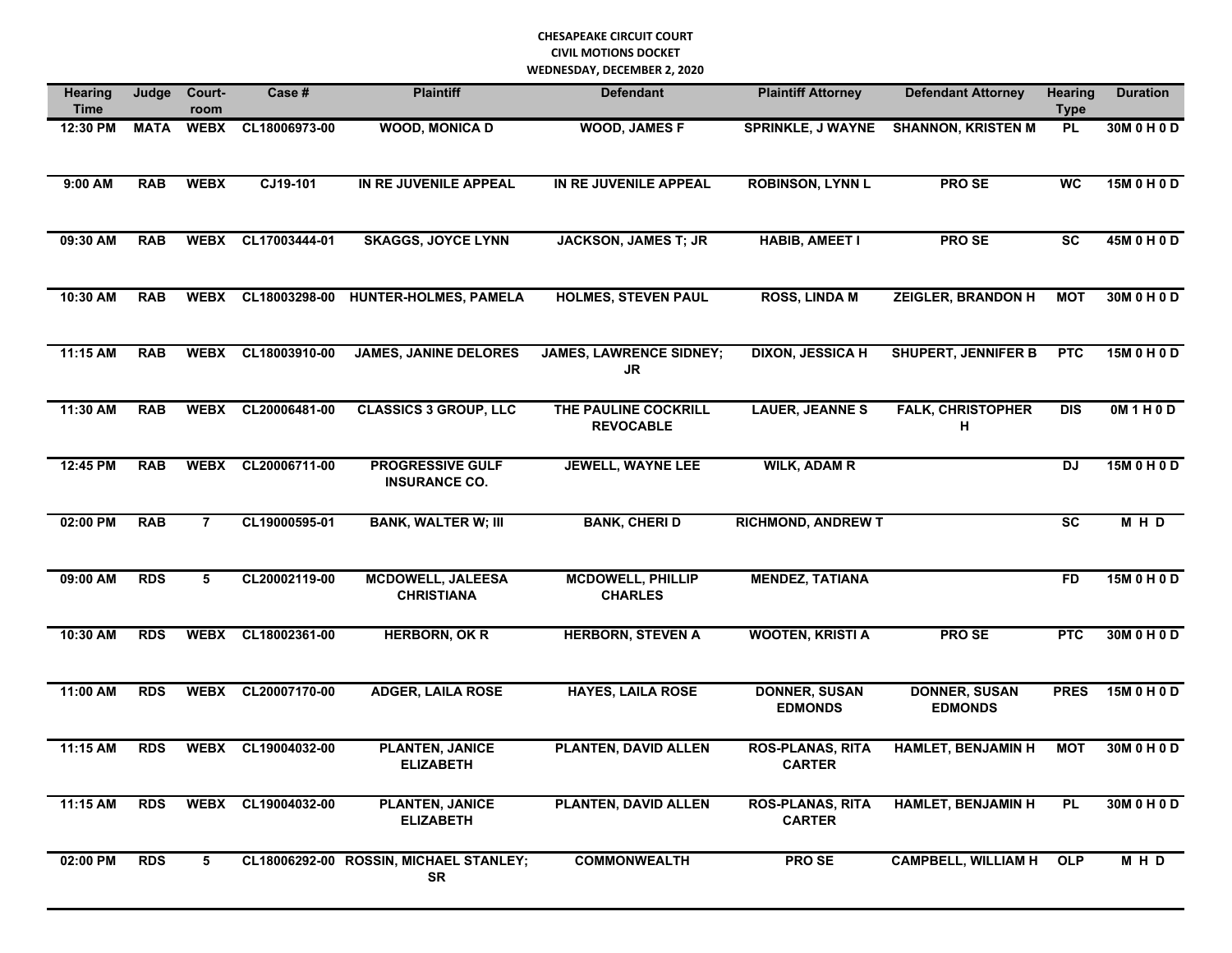**CHESAPEAKE CIRCUIT COURT**
**CIVIL MOTIONS DOCKET**
**WEDNESDAY, DECEMBER 2, 2020**

| Hearing Time | Judge | Court-room | Case # | Plaintiff | Defendant | Plaintiff Attorney | Defendant Attorney | Hearing Type | Duration |
|---|---|---|---|---|---|---|---|---|---|
| 12:30 PM | MATA | WEBX | CL18006973-00 | WOOD, MONICA D | WOOD, JAMES F | SPRINKLE, J WAYNE | SHANNON, KRISTEN M | PL | 30M 0 H 0 D |
| 9:00 AM | RAB | WEBX | CJ19-101 | IN RE JUVENILE APPEAL | IN RE JUVENILE APPEAL | ROBINSON, LYNN L | PRO SE | WC | 15M 0 H 0 D |
| 09:30 AM | RAB | WEBX | CL17003444-01 | SKAGGS, JOYCE LYNN | JACKSON, JAMES T; JR | HABIB, AMEET I | PRO SE | SC | 45M 0 H 0 D |
| 10:30 AM | RAB | WEBX | CL18003298-00 | HUNTER-HOLMES, PAMELA | HOLMES, STEVEN PAUL | ROSS, LINDA M | ZEIGLER, BRANDON H | MOT | 30M 0 H 0 D |
| 11:15 AM | RAB | WEBX | CL18003910-00 | JAMES, JANINE DELORES | JAMES, LAWRENCE SIDNEY; JR | DIXON, JESSICA H | SHUPERT, JENNIFER B | PTC | 15M 0 H 0 D |
| 11:30 AM | RAB | WEBX | CL20006481-00 | CLASSICS 3 GROUP, LLC | THE PAULINE COCKRILL REVOCABLE | LAUER, JEANNE S | FALK, CHRISTOPHER H | DIS | 0M 1 H 0 D |
| 12:45 PM | RAB | WEBX | CL20006711-00 | PROGRESSIVE GULF INSURANCE CO. | JEWELL, WAYNE LEE | WILK, ADAM R | | DJ | 15M 0 H 0 D |
| 02:00 PM | RAB | 7 | CL19000595-01 | BANK, WALTER W; III | BANK, CHERI D | RICHMOND, ANDREW T | | SC | M H D |
| 09:00 AM | RDS | 5 | CL20002119-00 | MCDOWELL, JALEESA CHRISTIANA | MCDOWELL, PHILLIP CHARLES | MENDEZ, TATIANA | | FD | 15M 0 H 0 D |
| 10:30 AM | RDS | WEBX | CL18002361-00 | HERBORN, OK R | HERBORN, STEVEN A | WOOTEN, KRISTI A | PRO SE | PTC | 30M 0 H 0 D |
| 11:00 AM | RDS | WEBX | CL20007170-00 | ADGER, LAILA ROSE | HAYES, LAILA ROSE | DONNER, SUSAN EDMONDS | DONNER, SUSAN EDMONDS | PRES | 15M 0 H 0 D |
| 11:15 AM | RDS | WEBX | CL19004032-00 | PLANTEN, JANICE ELIZABETH | PLANTEN, DAVID ALLEN | ROS-PLANAS, RITA CARTER | HAMLET, BENJAMIN H | MOT | 30M 0 H 0 D |
| 11:15 AM | RDS | WEBX | CL19004032-00 | PLANTEN, JANICE ELIZABETH | PLANTEN, DAVID ALLEN | ROS-PLANAS, RITA CARTER | HAMLET, BENJAMIN H | PL | 30M 0 H 0 D |
| 02:00 PM | RDS | 5 | CL18006292-00 | ROSSIN, MICHAEL STANLEY; SR | COMMONWEALTH | PRO SE | CAMPBELL, WILLIAM H | OLP | M H D |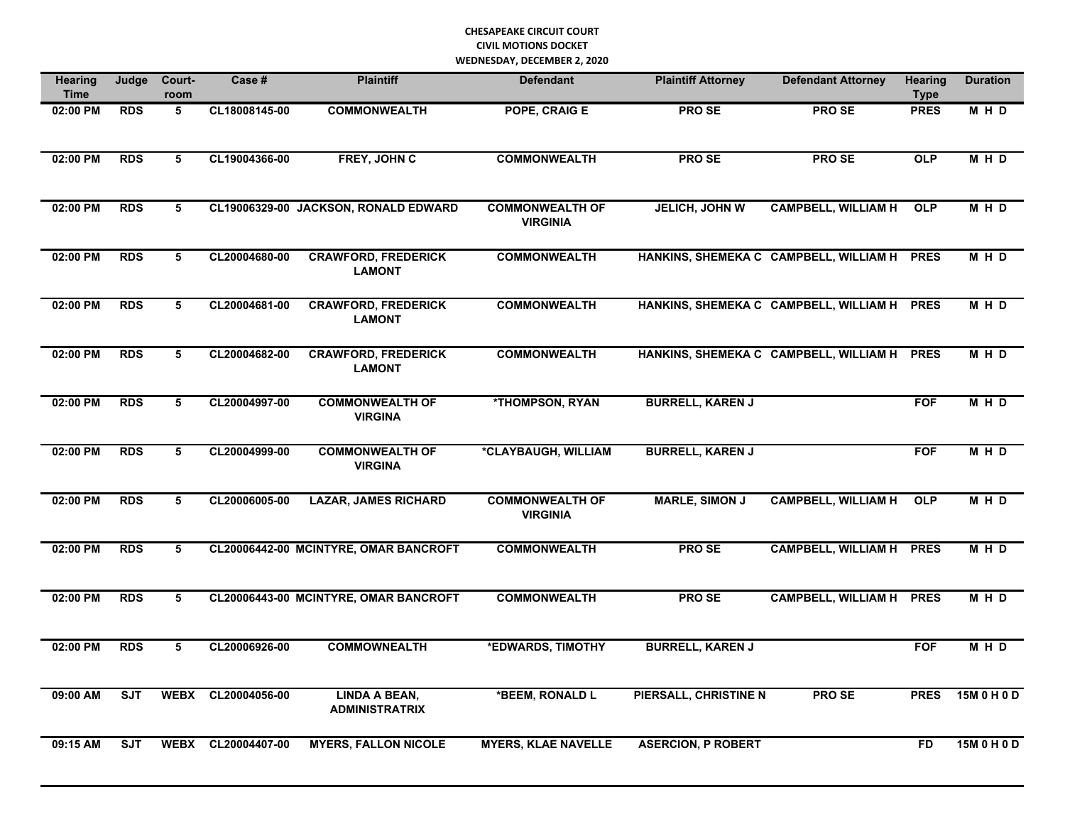**CHESAPEAKE CIRCUIT COURT**
**CIVIL MOTIONS DOCKET**
**WEDNESDAY, DECEMBER 2, 2020**

| Hearing Time | Judge | Court-room | Case # | Plaintiff | Defendant | Plaintiff Attorney | Defendant Attorney | Hearing Type | Duration |
|---|---|---|---|---|---|---|---|---|---|
| 02:00 PM | RDS | 5 | CL18008145-00 | COMMONWEALTH | POPE, CRAIG E | PRO SE | PRO SE | PRES | M H D |
| 02:00 PM | RDS | 5 | CL19004366-00 | FREY, JOHN C | COMMONWEALTH | PRO SE | PRO SE | OLP | M H D |
| 02:00 PM | RDS | 5 | CL19006329-00 | JACKSON, RONALD EDWARD | COMMONWEALTH OF VIRGINIA | JELICH, JOHN W | CAMPBELL, WILLIAM H | OLP | M H D |
| 02:00 PM | RDS | 5 | CL20004680-00 | CRAWFORD, FREDERICK LAMONT | COMMONWEALTH | HANKINS, SHEMEKA C | CAMPBELL, WILLIAM H | PRES | M H D |
| 02:00 PM | RDS | 5 | CL20004681-00 | CRAWFORD, FREDERICK LAMONT | COMMONWEALTH | HANKINS, SHEMEKA C | CAMPBELL, WILLIAM H | PRES | M H D |
| 02:00 PM | RDS | 5 | CL20004682-00 | CRAWFORD, FREDERICK LAMONT | COMMONWEALTH | HANKINS, SHEMEKA C | CAMPBELL, WILLIAM H | PRES | M H D |
| 02:00 PM | RDS | 5 | CL20004997-00 | COMMONWEALTH OF VIRGINA | *THOMPSON, RYAN | BURRELL, KAREN J | | FOF | M H D |
| 02:00 PM | RDS | 5 | CL20004999-00 | COMMONWEALTH OF VIRGINA | *CLAYBAUGH, WILLIAM | BURRELL, KAREN J | | FOF | M H D |
| 02:00 PM | RDS | 5 | CL20006005-00 | LAZAR, JAMES RICHARD | COMMONWEALTH OF VIRGINIA | MARLE, SIMON J | CAMPBELL, WILLIAM H | OLP | M H D |
| 02:00 PM | RDS | 5 | CL20006442-00 | MCINTYRE, OMAR BANCROFT | COMMONWEALTH | PRO SE | CAMPBELL, WILLIAM H | PRES | M H D |
| 02:00 PM | RDS | 5 | CL20006443-00 | MCINTYRE, OMAR BANCROFT | COMMONWEALTH | PRO SE | CAMPBELL, WILLIAM H | PRES | M H D |
| 02:00 PM | RDS | 5 | CL20006926-00 | COMMOWNEALTH | *EDWARDS, TIMOTHY | BURRELL, KAREN J | | FOF | M H D |
| 09:00 AM | SJT | WEBX | CL20004056-00 | LINDA A BEAN, ADMINISTRATRIX | *BEEM, RONALD L | PIERSALL, CHRISTINE N | PRO SE | PRES | 15M 0 H 0 D |
| 09:15 AM | SJT | WEBX | CL20004407-00 | MYERS, FALLON NICOLE | MYERS, KLAE NAVELLE | ASERCION, P ROBERT | | FD | 15M 0 H 0 D |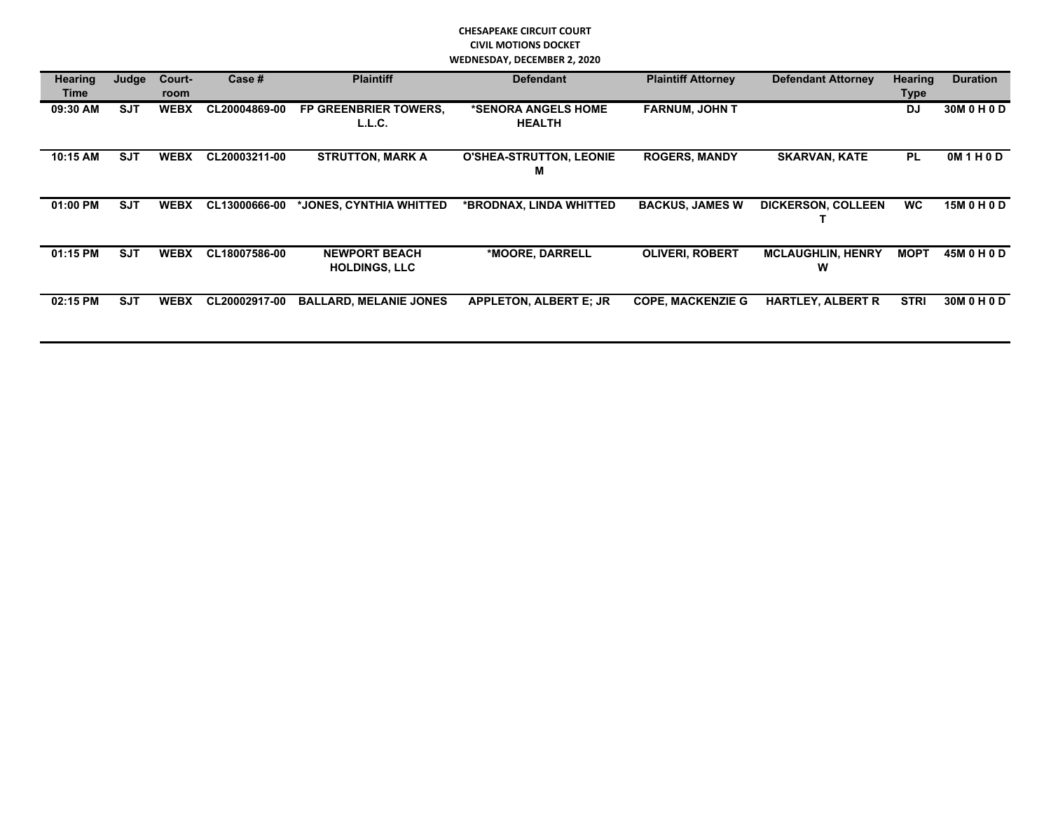**CHESAPEAKE CIRCUIT COURT**
**CIVIL MOTIONS DOCKET**
**WEDNESDAY, DECEMBER 2, 2020**

| Hearing Time | Judge | Court-room | Case # | Plaintiff | Defendant | Plaintiff Attorney | Defendant Attorney | Hearing Type | Duration |
|---|---|---|---|---|---|---|---|---|---|
| 09:30 AM | SJT | WEBX | CL20004869-00 | FP GREENBRIER TOWERS, L.L.C. | *SENORA ANGELS HOME HEALTH | FARNUM, JOHN T | | DJ | 30M 0 H 0 D |
| 10:15 AM | SJT | WEBX | CL20003211-00 | STRUTTON, MARK A | O'SHEA-STRUTTON, LEONIE M | ROGERS, MANDY | SKARVAN, KATE | PL | 0M 1 H 0 D |
| 01:00 PM | SJT | WEBX | CL13000666-00 | *JONES, CYNTHIA WHITTED | *BRODNAX, LINDA WHITTED | BACKUS, JAMES W | DICKERSON, COLLEEN T | WC | 15M 0 H 0 D |
| 01:15 PM | SJT | WEBX | CL18007586-00 | NEWPORT BEACH HOLDINGS, LLC | *MOORE, DARRELL | OLIVERI, ROBERT | MCLAUGHLIN, HENRY W | MOPT | 45M 0 H 0 D |
| 02:15 PM | SJT | WEBX | CL20002917-00 | BALLARD, MELANIE JONES | APPLETON, ALBERT E; JR | COPE, MACKENZIE G | HARTLEY, ALBERT R | STRI | 30M 0 H 0 D |